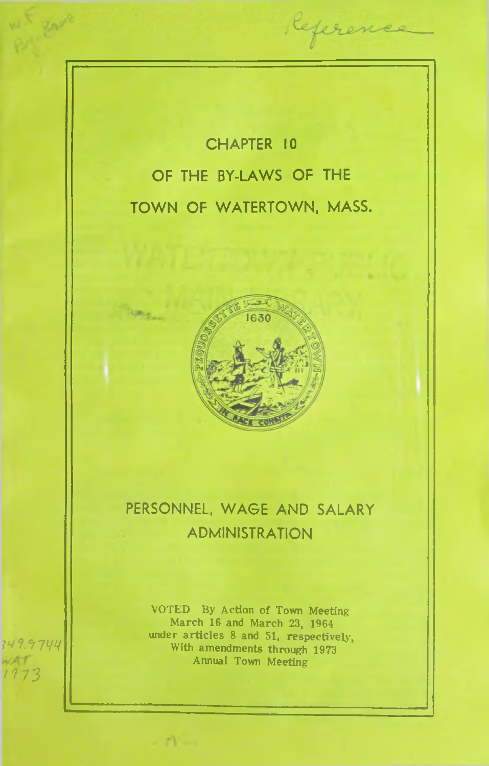# CHAPTER 10

# OF THE BY-LAWS OF THE

# TOWN OF WATERTOWN, MASS.

## PERSONNEL, WAGE AND SALARY ADMINISTRATION

VOTED By Action of Town Meeting
March 16 and March 23, 1964
under articles 8 and 51, respectively,
With amendments through 1973
Annual Town Meeting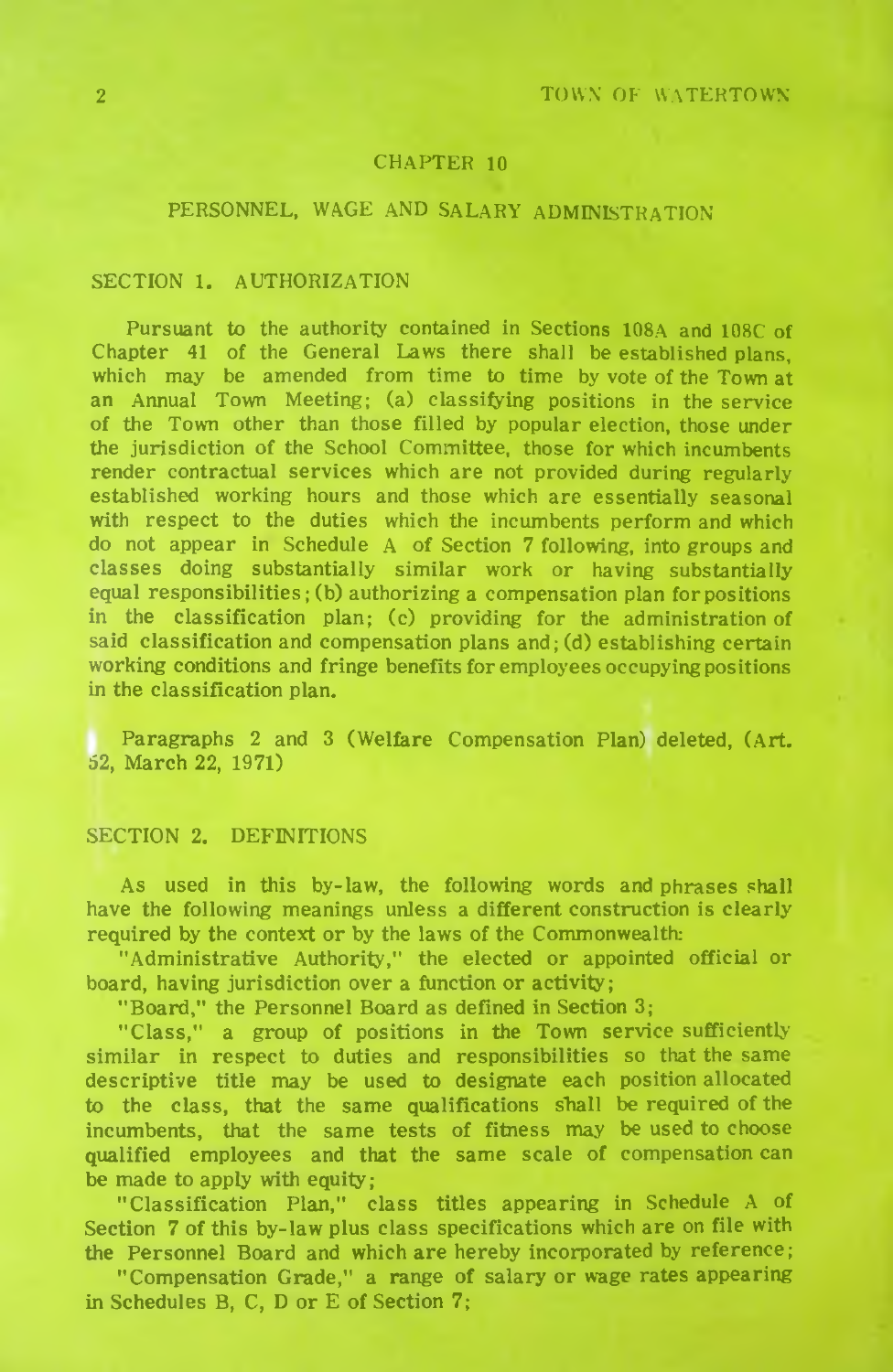## CHAPTER 10

## PERSONNEL, WAGE AND SALARY ADMINISTRATION

### SECTION 1. AUTHORIZATION

Pursuant to the authority contained in Sections 108A and 108C of Chapter 41 of the General Laws there shall be established plans, which may be amended from time to time by vote of the Town at an Annual Town Meeting; (a) classifying positions in the service of the Town other than those filled by popular election, those under the jurisdiction of the School Committee, those for which incumbents render contractual services which are not provided during regularly established working hours and those which are essentially seasonal with respect to the duties which the incumbents perform and which do not appear in Schedule A of Section 7 following, into groups and classes doing substantially similar work or having substantially equal responsibilities; (b) authorizing a compensation plan for positions in the classification plan; (c) providing for the administration of said classification and compensation plans and; (d) establishing certain working conditions and fringe benefits for employees occupying positions in the classification plan.

Paragraphs 2 and 3 (Welfare Compensation Plan) deleted, (Art. 52, March 22, 1971)

### SECTION 2. DEFINITIONS

As used in this by-law, the following words and phrases shall have the following meanings unless a different construction is clearly required by the context or by the laws of the Commonwealth:

"Administrative Authority," the elected or appointed official or board, having jurisdiction over a function or activity;

"Board," the Personnel Board as defined in Section 3;

"Class," a group of positions in the Town service sufficiently similar in respect to duties and responsibilities so that the same descriptive title may be used to designate each position allocated to the class, that the same qualifications shall be required of the incumbents, that the same tests of fitness may be used to choose qualified employees and that the same scale of compensation can be made to apply with equity;

"Classification Plan," class titles appearing in Schedule A of Section 7 of this by-law plus class specifications which are on file with the Personnel Board and which are hereby incorporated by reference;

"Compensation Grade," a range of salary or wage rates appearing in Schedules B, C, D or E of Section 7;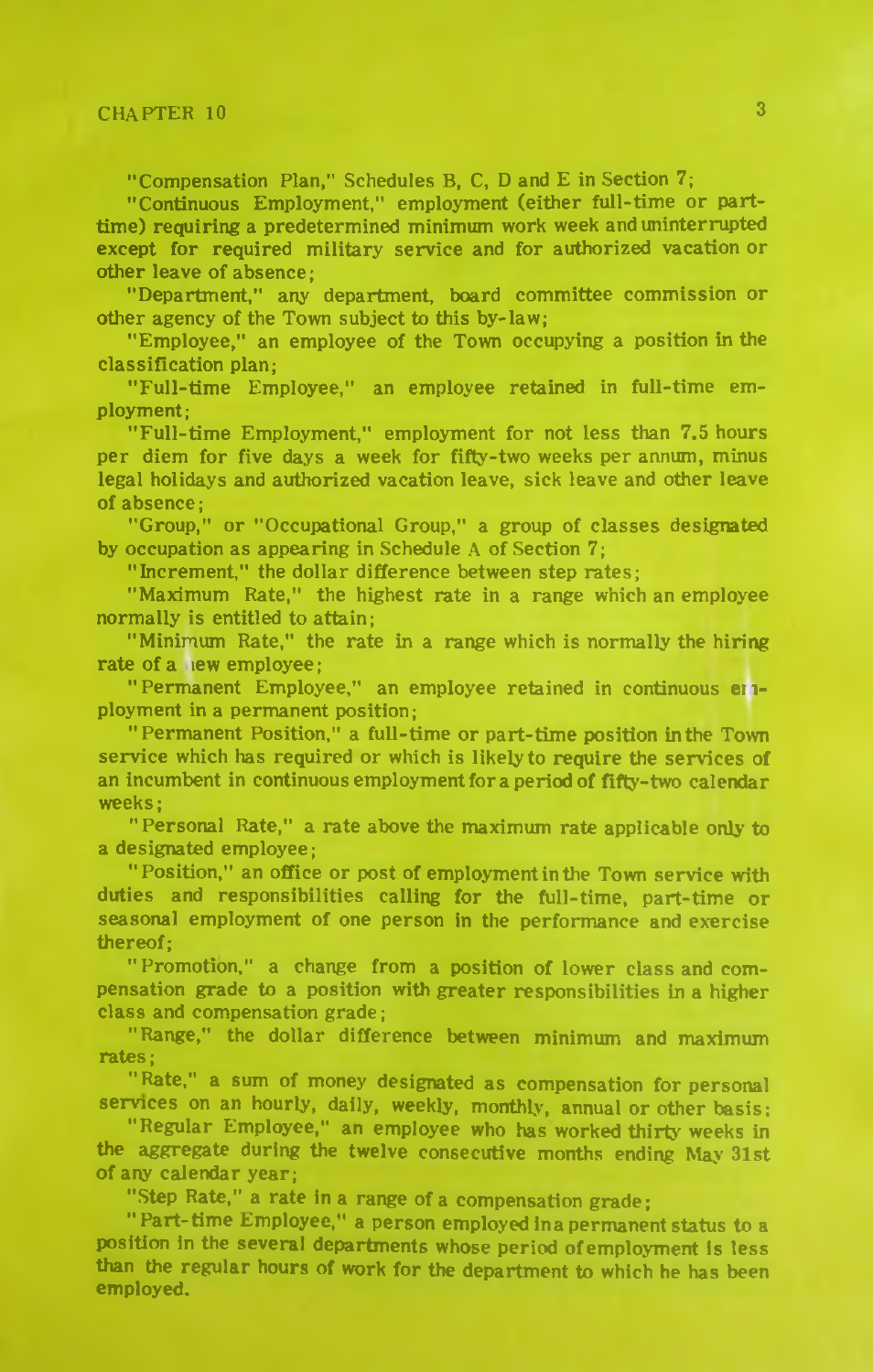"Compensation Plan," Schedules B, C, D and E in Section 7;

"Continuous Employment," employment (either full-time or part-time) requiring a predetermined minimum work week and uninterrupted except for required military service and for authorized vacation or other leave of absence;

"Department," any department, board committee commission or other agency of the Town subject to this by-law;

"Employee," an employee of the Town occupying a position in the classification plan;

"Full-time Employee," an employee retained in full-time employment;

"Full-time Employment," employment for not less than 7.5 hours per diem for five days a week for fifty-two weeks per annum, minus legal holidays and authorized vacation leave, sick leave and other leave of absence;

"Group," or "Occupational Group," a group of classes designated by occupation as appearing in Schedule A of Section 7;

"Increment," the dollar difference between step rates;

"Maximum Rate," the highest rate in a range which an employee normally is entitled to attain;

"Minimum Rate," the rate in a range which is normally the hiring rate of a new employee;

"Permanent Employee," an employee retained in continuous employment in a permanent position;

"Permanent Position," a full-time or part-time position in the Town service which has required or which is likely to require the services of an incumbent in continuous employment for a period of fifty-two calendar weeks;

"Personal Rate," a rate above the maximum rate applicable only to a designated employee;

"Position," an office or post of employment in the Town service with duties and responsibilities calling for the full-time, part-time or seasonal employment of one person in the performance and exercise thereof;

"Promotion," a change from a position of lower class and compensation grade to a position with greater responsibilities in a higher class and compensation grade;

"Range," the dollar difference between minimum and maximum rates;

"Rate," a sum of money designated as compensation for personal services on an hourly, daily, weekly, monthly, annual or other basis;

"Regular Employee," an employee who has worked thirty weeks in the aggregate during the twelve consecutive months ending May 31st of any calendar year;

"Step Rate," a rate in a range of a compensation grade;

"Part-time Employee," a person employed in a permanent status to a position in the several departments whose period of employment is less than the regular hours of work for the department to which he has been employed.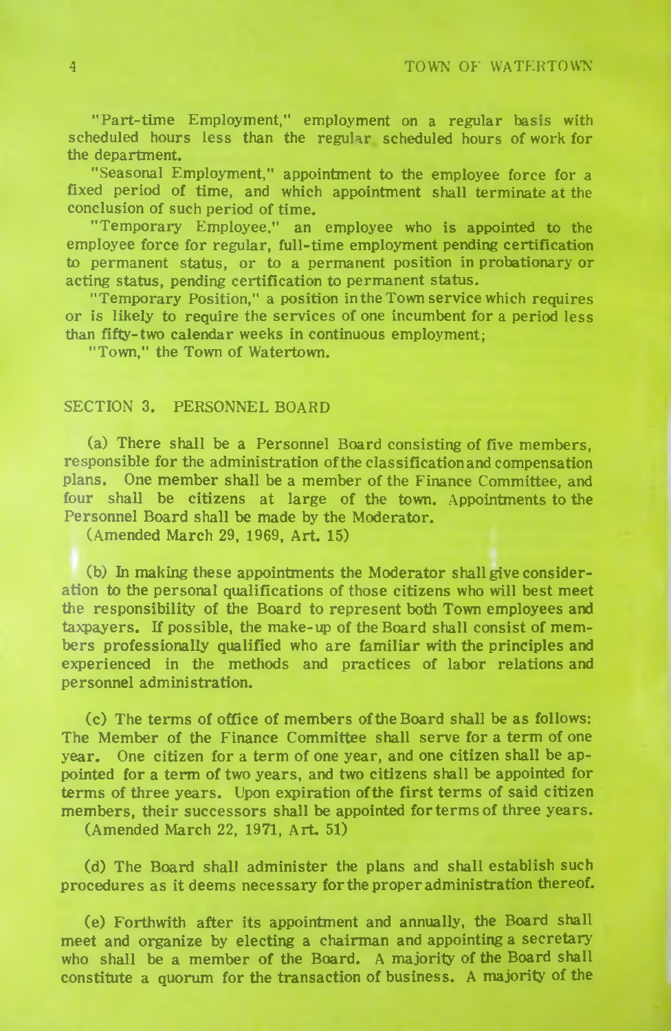"Part-time Employment," employment on a regular basis with scheduled hours less than the regular scheduled hours of work for the department.

"Seasonal Employment," appointment to the employee force for a fixed period of time, and which appointment shall terminate at the conclusion of such period of time.

"Temporary Employee," an employee who is appointed to the employee force for regular, full-time employment pending certification to permanent status, or to a permanent position in probationary or acting status, pending certification to permanent status.

"Temporary Position," a position in the Town service which requires or is likely to require the services of one incumbent for a period less than fifty-two calendar weeks in continuous employment;

"Town," the Town of Watertown.

## SECTION 3. PERSONNEL BOARD

(a) There shall be a Personnel Board consisting of five members, responsible for the administration of the classification and compensation plans. One member shall be a member of the Finance Committee, and four shall be citizens at large of the town. Appointments to the Personnel Board shall be made by the Moderator.
(Amended March 29, 1969, Art. 15)

(b) In making these appointments the Moderator shall give consideration to the personal qualifications of those citizens who will best meet the responsibility of the Board to represent both Town employees and taxpayers. If possible, the make-up of the Board shall consist of members professionally qualified who are familiar with the principles and experienced in the methods and practices of labor relations and personnel administration.

(c) The terms of office of members of the Board shall be as follows: The Member of the Finance Committee shall serve for a term of one year. One citizen for a term of one year, and one citizen shall be appointed for a term of two years, and two citizens shall be appointed for terms of three years. Upon expiration of the first terms of said citizen members, their successors shall be appointed for terms of three years.
(Amended March 22, 1971, Art. 51)

(d) The Board shall administer the plans and shall establish such procedures as it deems necessary for the proper administration thereof.

(e) Forthwith after its appointment and annually, the Board shall meet and organize by electing a chairman and appointing a secretary who shall be a member of the Board. A majority of the Board shall constitute a quorum for the transaction of business. A majority of the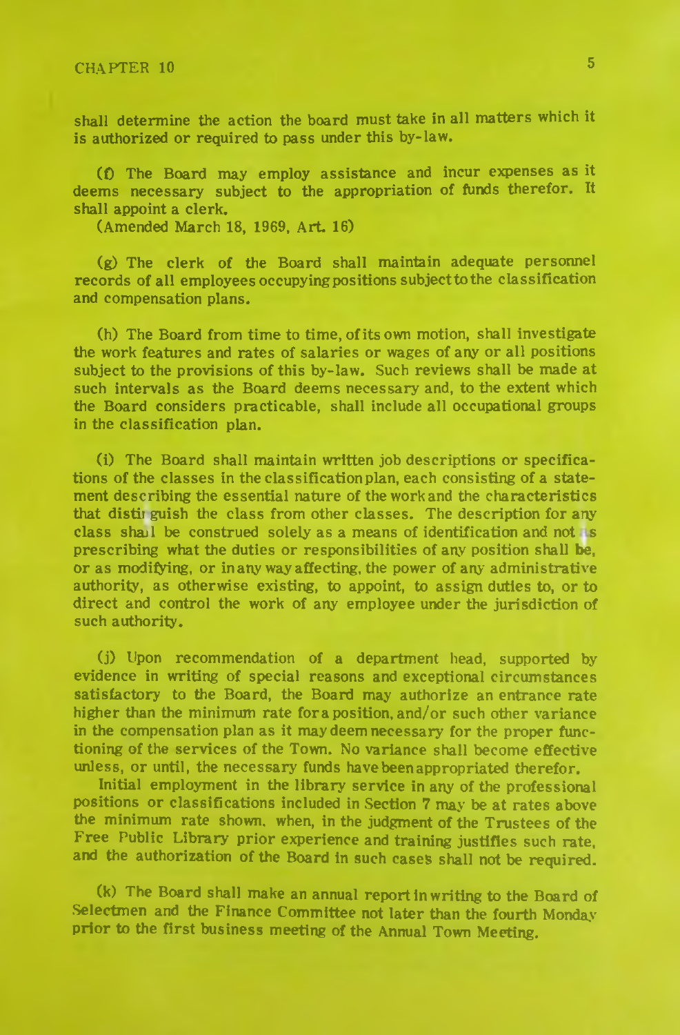shall determine the action the board must take in all matters which it is authorized or required to pass under this by-law.

(f) The Board may employ assistance and incur expenses as it deems necessary subject to the appropriation of funds therefor. It shall appoint a clerk.
(Amended March 18, 1969, Art. 16)

(g) The clerk of the Board shall maintain adequate personnel records of all employees occupying positions subject to the classification and compensation plans.

(h) The Board from time to time, of its own motion, shall investigate the work features and rates of salaries or wages of any or all positions subject to the provisions of this by-law. Such reviews shall be made at such intervals as the Board deems necessary and, to the extent which the Board considers practicable, shall include all occupational groups in the classification plan.

(i) The Board shall maintain written job descriptions or specifications of the classes in the classification plan, each consisting of a statement describing the essential nature of the work and the characteristics that distinguish the class from other classes. The description for any class shall be construed solely as a means of identification and not as prescribing what the duties or responsibilities of any position shall be, or as modifying, or in any way affecting, the power of any administrative authority, as otherwise existing, to appoint, to assign duties to, or to direct and control the work of any employee under the jurisdiction of such authority.

(j) Upon recommendation of a department head, supported by evidence in writing of special reasons and exceptional circumstances satisfactory to the Board, the Board may authorize an entrance rate higher than the minimum rate for a position, and/or such other variance in the compensation plan as it may deem necessary for the proper functioning of the services of the Town. No variance shall become effective unless, or until, the necessary funds have been appropriated therefor.

Initial employment in the library service in any of the professional positions or classifications included in Section 7 may be at rates above the minimum rate shown. when, in the judgment of the Trustees of the Free Public Library prior experience and training justifies such rate, and the authorization of the Board in such cases shall not be required.

(k) The Board shall make an annual report in writing to the Board of Selectmen and the Finance Committee not later than the fourth Monday prior to the first business meeting of the Annual Town Meeting.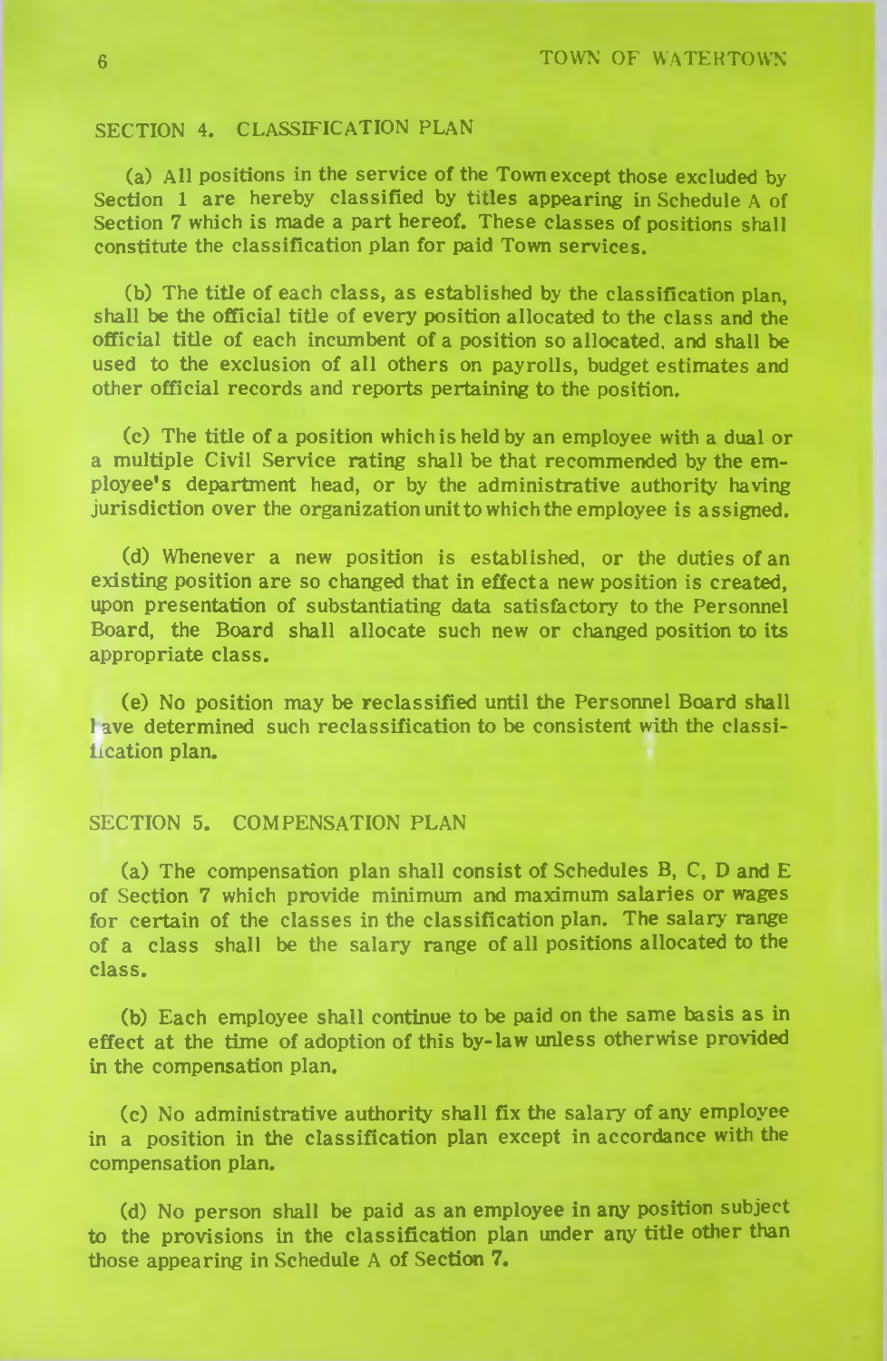## SECTION 4. CLASSIFICATION PLAN

(a) All positions in the service of the Town except those excluded by Section 1 are hereby classified by titles appearing in Schedule A of Section 7 which is made a part hereof. These classes of positions shall constitute the classification plan for paid Town services.

(b) The title of each class, as established by the classification plan, shall be the official title of every position allocated to the class and the official title of each incumbent of a position so allocated, and shall be used to the exclusion of all others on payrolls, budget estimates and other official records and reports pertaining to the position.

(c) The title of a position which is held by an employee with a dual or a multiple Civil Service rating shall be that recommended by the employee's department head, or by the administrative authority having jurisdiction over the organization unit to which the employee is assigned.

(d) Whenever a new position is established, or the duties of an existing position are so changed that in effect a new position is created, upon presentation of substantiating data satisfactory to the Personnel Board, the Board shall allocate such new or changed position to its appropriate class.

(e) No position may be reclassified until the Personnel Board shall have determined such reclassification to be consistent with the classification plan.

## SECTION 5. COMPENSATION PLAN

(a) The compensation plan shall consist of Schedules B, C, D and E of Section 7 which provide minimum and maximum salaries or wages for certain of the classes in the classification plan. The salary range of a class shall be the salary range of all positions allocated to the class.

(b) Each employee shall continue to be paid on the same basis as in effect at the time of adoption of this by-law unless otherwise provided in the compensation plan.

(c) No administrative authority shall fix the salary of any employee in a position in the classification plan except in accordance with the compensation plan.

(d) No person shall be paid as an employee in any position subject to the provisions in the classification plan under any title other than those appearing in Schedule A of Section 7.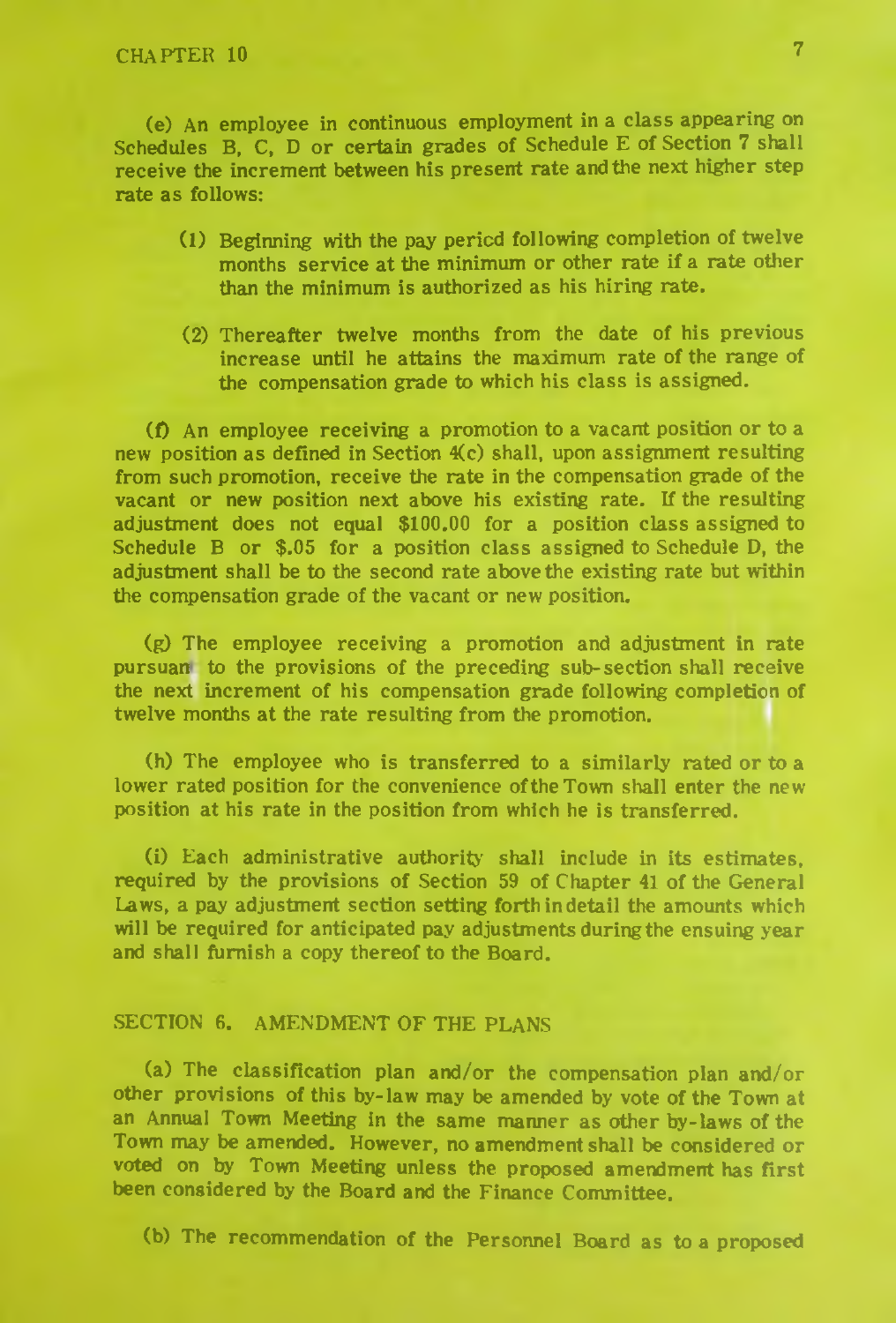(e) An employee in continuous employment in a class appearing on Schedules B, C, D or certain grades of Schedule E of Section 7 shall receive the increment between his present rate and the next higher step rate as follows:

(1) Beginning with the pay period following completion of twelve months service at the minimum or other rate if a rate other than the minimum is authorized as his hiring rate.

(2) Thereafter twelve months from the date of his previous increase until he attains the maximum rate of the range of the compensation grade to which his class is assigned.

(f) An employee receiving a promotion to a vacant position or to a new position as defined in Section 4(c) shall, upon assignment resulting from such promotion, receive the rate in the compensation grade of the vacant or new position next above his existing rate. If the resulting adjustment does not equal $100.00 for a position class assigned to Schedule B or $.05 for a position class assigned to Schedule D, the adjustment shall be to the second rate above the existing rate but within the compensation grade of the vacant or new position.

(g) The employee receiving a promotion and adjustment in rate pursuant to the provisions of the preceding sub-section shall receive the next increment of his compensation grade following completion of twelve months at the rate resulting from the promotion.

(h) The employee who is transferred to a similarly rated or to a lower rated position for the convenience of the Town shall enter the new position at his rate in the position from which he is transferred.

(i) Each administrative authority shall include in its estimates, required by the provisions of Section 59 of Chapter 41 of the General Laws, a pay adjustment section setting forth in detail the amounts which will be required for anticipated pay adjustments during the ensuing year and shall furnish a copy thereof to the Board.

## SECTION 6. AMENDMENT OF THE PLANS

(a) The classification plan and/or the compensation plan and/or other provisions of this by-law may be amended by vote of the Town at an Annual Town Meeting in the same manner as other by-laws of the Town may be amended. However, no amendment shall be considered or voted on by Town Meeting unless the proposed amendment has first been considered by the Board and the Finance Committee.

(b) The recommendation of the Personnel Board as to a proposed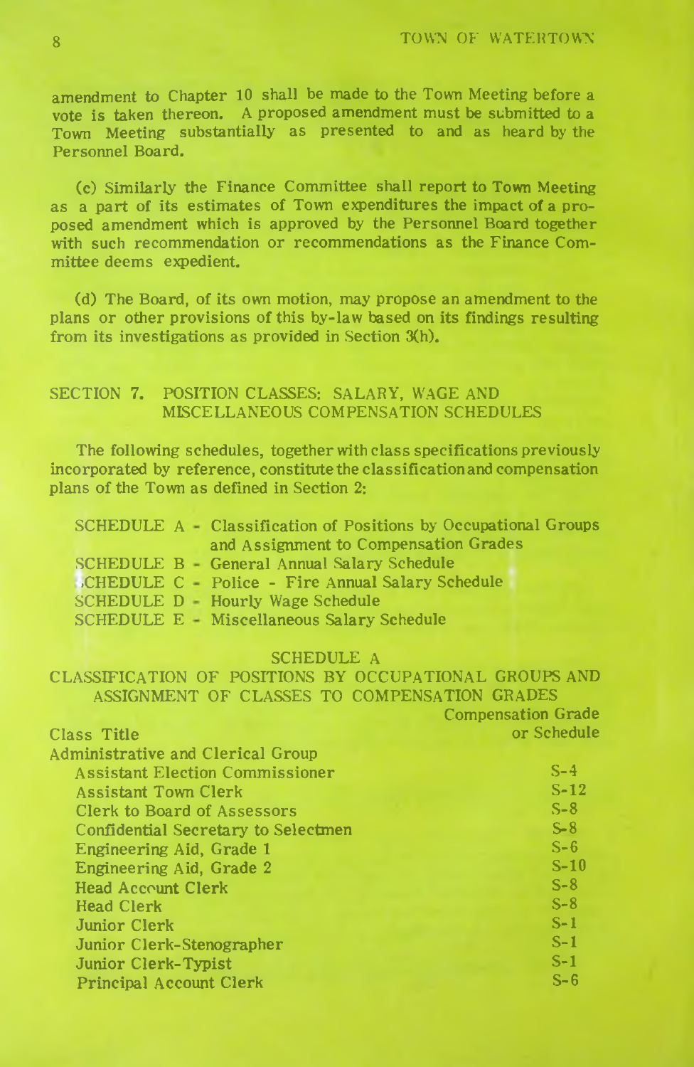amendment to Chapter 10 shall be made to the Town Meeting before a vote is taken thereon. A proposed amendment must be submitted to a Town Meeting substantially as presented to and as heard by the Personnel Board.

(c) Similarly the Finance Committee shall report to Town Meeting as a part of its estimates of Town expenditures the impact of a proposed amendment which is approved by the Personnel Board together with such recommendation or recommendations as the Finance Committee deems expedient.

(d) The Board, of its own motion, may propose an amendment to the plans or other provisions of this by-law based on its findings resulting from its investigations as provided in Section 3(h).

## SECTION 7. POSITION CLASSES: SALARY, WAGE AND MISCELLANEOUS COMPENSATION SCHEDULES

The following schedules, together with class specifications previously incorporated by reference, constitute the classification and compensation plans of the Town as defined in Section 2:

SCHEDULE A - Classification of Positions by Occupational Groups and Assignment to Compensation Grades
SCHEDULE B - General Annual Salary Schedule
SCHEDULE C - Police - Fire Annual Salary Schedule
SCHEDULE D - Hourly Wage Schedule
SCHEDULE E - Miscellaneous Salary Schedule

### SCHEDULE A
### CLASSIFICATION OF POSITIONS BY OCCUPATIONAL GROUPS AND ASSIGNMENT OF CLASSES TO COMPENSATION GRADES

| Class Title | Compensation Grade or Schedule |
|---|---|
| Administrative and Clerical Group | |
| Assistant Election Commissioner | S-4 |
| Assistant Town Clerk | S-12 |
| Clerk to Board of Assessors | S-8 |
| Confidential Secretary to Selectmen | S-8 |
| Engineering Aid, Grade 1 | S-6 |
| Engineering Aid, Grade 2 | S-10 |
| Head Account Clerk | S-8 |
| Head Clerk | S-8 |
| Junior Clerk | S-1 |
| Junior Clerk-Stenographer | S-1 |
| Junior Clerk-Typist | S-1 |
| Principal Account Clerk | S-6 |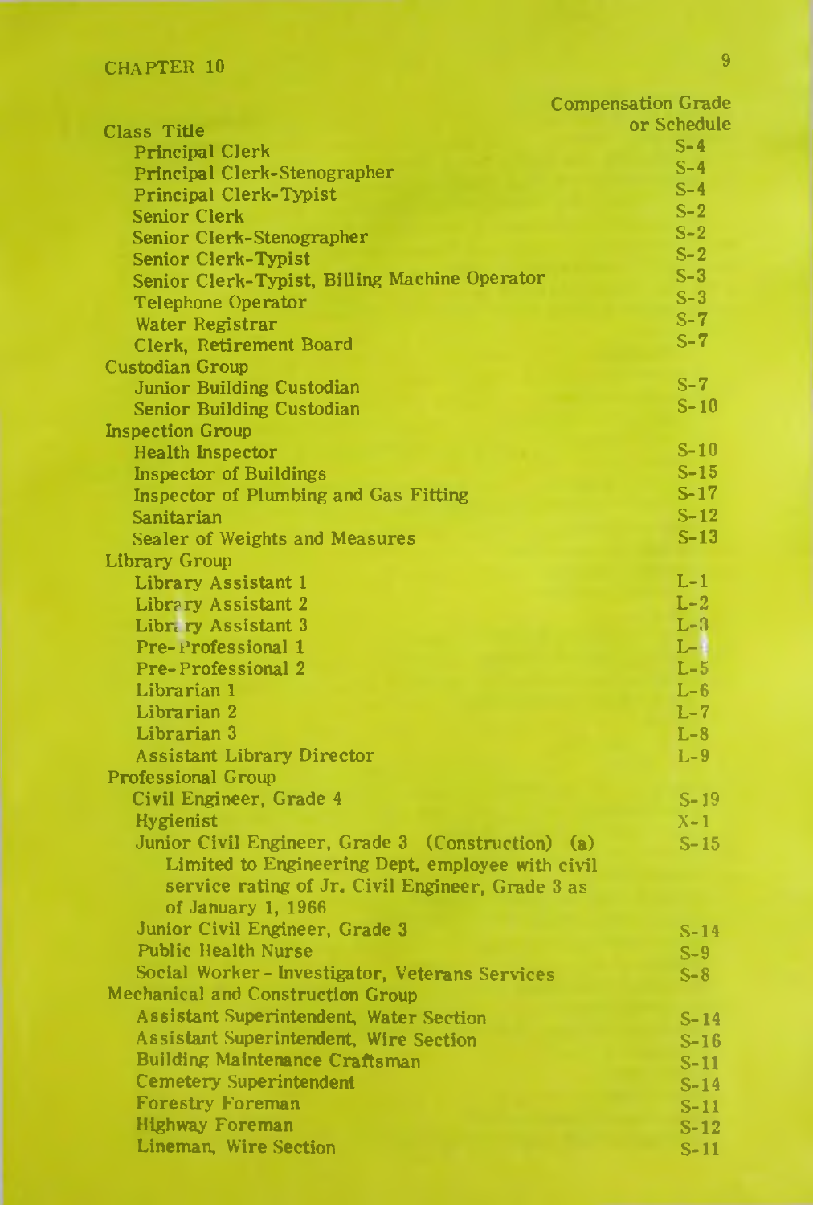CHAPTER 10

| Class Title | Compensation Grade or Schedule |
|---|---|
| Principal Clerk | S-4 |
| Principal Clerk-Stenographer | S-4 |
| Principal Clerk-Typist | S-4 |
| Senior Clerk | S-2 |
| Senior Clerk-Stenographer | S-2 |
| Senior Clerk-Typist | S-2 |
| Senior Clerk-Typist, Billing Machine Operator | S-3 |
| Telephone Operator | S-3 |
| Water Registrar | S-7 |
| Clerk, Retirement Board | S-7 |
| Custodian Group | |
| Junior Building Custodian | S-7 |
| Senior Building Custodian | S-10 |
| Inspection Group | |
| Health Inspector | S-10 |
| Inspector of Buildings | S-15 |
| Inspector of Plumbing and Gas Fitting | S-17 |
| Sanitarian | S-12 |
| Sealer of Weights and Measures | S-13 |
| Library Group | |
| Library Assistant 1 | L-1 |
| Library Assistant 2 | L-2 |
| Library Assistant 3 | L-3 |
| Pre-Professional 1 | L-4 |
| Pre-Professional 2 | L-5 |
| Librarian 1 | L-6 |
| Librarian 2 | L-7 |
| Librarian 3 | L-8 |
| Assistant Library Director | L-9 |
| Professional Group | |
| Civil Engineer, Grade 4 | S-19 |
| Hygienist | X-1 |
| Junior Civil Engineer, Grade 3 (Construction) (a) Limited to Engineering Dept. employee with civil service rating of Jr. Civil Engineer, Grade 3 as of January 1, 1966 | S-15 |
| Junior Civil Engineer, Grade 3 | S-14 |
| Public Health Nurse | S-9 |
| Social Worker - Investigator, Veterans Services | S-8 |
| Mechanical and Construction Group | |
| Assistant Superintendent, Water Section | S-14 |
| Assistant Superintendent, Wire Section | S-16 |
| Building Maintenance Craftsman | S-11 |
| Cemetery Superintendent | S-14 |
| Forestry Foreman | S-11 |
| Highway Foreman | S-12 |
| Lineman, Wire Section | S-11 |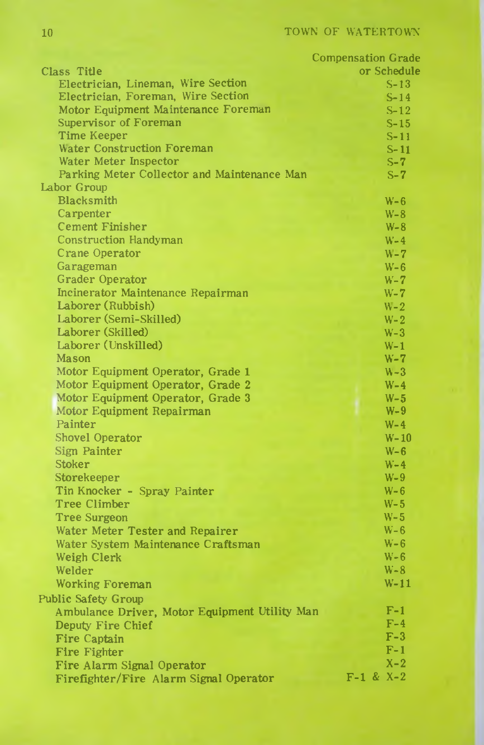| Class Title | Compensation Grade or Schedule |
|---|---|
| Electrician, Lineman, Wire Section | S-13 |
| Electrician, Foreman, Wire Section | S-14 |
| Motor Equipment Maintenance Foreman | S-12 |
| Supervisor of Foreman | S-15 |
| Time Keeper | S-11 |
| Water Construction Foreman | S-11 |
| Water Meter Inspector | S-7 |
| Parking Meter Collector and Maintenance Man | S-7 |
| **Labor Group** | |
| Blacksmith | W-6 |
| Carpenter | W-8 |
| Cement Finisher | W-8 |
| Construction Handyman | W-4 |
| Crane Operator | W-7 |
| Garageman | W-6 |
| Grader Operator | W-7 |
| Incinerator Maintenance Repairman | W-7 |
| Laborer (Rubbish) | W-2 |
| Laborer (Semi-Skilled) | W-2 |
| Laborer (Skilled) | W-3 |
| Laborer (Unskilled) | W-1 |
| Mason | W-7 |
| Motor Equipment Operator, Grade 1 | W-3 |
| Motor Equipment Operator, Grade 2 | W-4 |
| Motor Equipment Operator, Grade 3 | W-5 |
| Motor Equipment Repairman | W-9 |
| Painter | W-4 |
| Shovel Operator | W-10 |
| Sign Painter | W-6 |
| Stoker | W-4 |
| Storekeeper | W-9 |
| Tin Knocker - Spray Painter | W-6 |
| Tree Climber | W-5 |
| Tree Surgeon | W-5 |
| Water Meter Tester and Repairer | W-6 |
| Water System Maintenance Craftsman | W-6 |
| Weigh Clerk | W-6 |
| Welder | W-8 |
| Working Foreman | W-11 |
| **Public Safety Group** | |
| Ambulance Driver, Motor Equipment Utility Man | F-1 |
| Deputy Fire Chief | F-4 |
| Fire Captain | F-3 |
| Fire Fighter | F-1 |
| Fire Alarm Signal Operator | X-2 |
| Firefighter/Fire Alarm Signal Operator | F-1 & X-2 |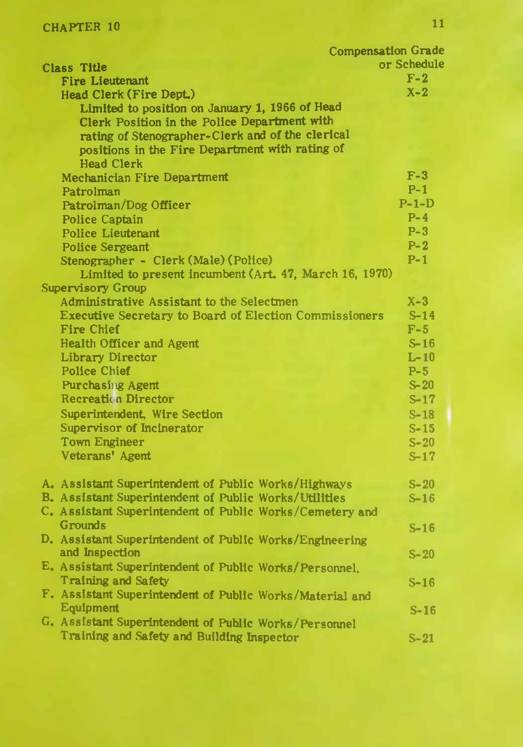CHAPTER 10

| Class Title | Compensation Grade or Schedule |
|---|---|
| Fire Lieutenant | F-2 |
| Head Clerk (Fire Dept.) | X-2 |
| Limited to position on January 1, 1966 of Head Clerk Position in the Police Department with rating of Stenographer-Clerk and of the clerical positions in the Fire Department with rating of Head Clerk | |
| Mechanician Fire Department | F-3 |
| Patrolman | P-1 |
| Patrolman/Dog Officer | P-1-D |
| Police Captain | P-4 |
| Police Lieutenant | P-3 |
| Police Sergeant | P-2 |
| Stenographer - Clerk (Male) (Police) | P-1 |
| Limited to present incumbent (Art. 47, March 16, 1970) | |
| **Supervisory Group** | |
| Administrative Assistant to the Selectmen | X-3 |
| Executive Secretary to Board of Election Commissioners | S-14 |
| Fire Chief | F-5 |
| Health Officer and Agent | S-16 |
| Library Director | L-10 |
| Police Chief | P-5 |
| Purchasing Agent | S-20 |
| Recreation Director | S-17 |
| Superintendent, Wire Section | S-18 |
| Supervisor of Incinerator | S-15 |
| Town Engineer | S-20 |
| Veterans' Agent | S-17 |
| A. Assistant Superintendent of Public Works/Highways | S-20 |
| B. Assistant Superintendent of Public Works/Utilities | S-16 |
| C. Assistant Superintendent of Public Works/Cemetery and Grounds | S-16 |
| D. Assistant Superintendent of Public Works/Engineering and Inspection | S-20 |
| E. Assistant Superintendent of Public Works/Personnel, Training and Safety | S-16 |
| F. Assistant Superintendent of Public Works/Material and Equipment | S-16 |
| G. Assistant Superintendent of Public Works/Personnel Training and Safety and Building Inspector | S-21 |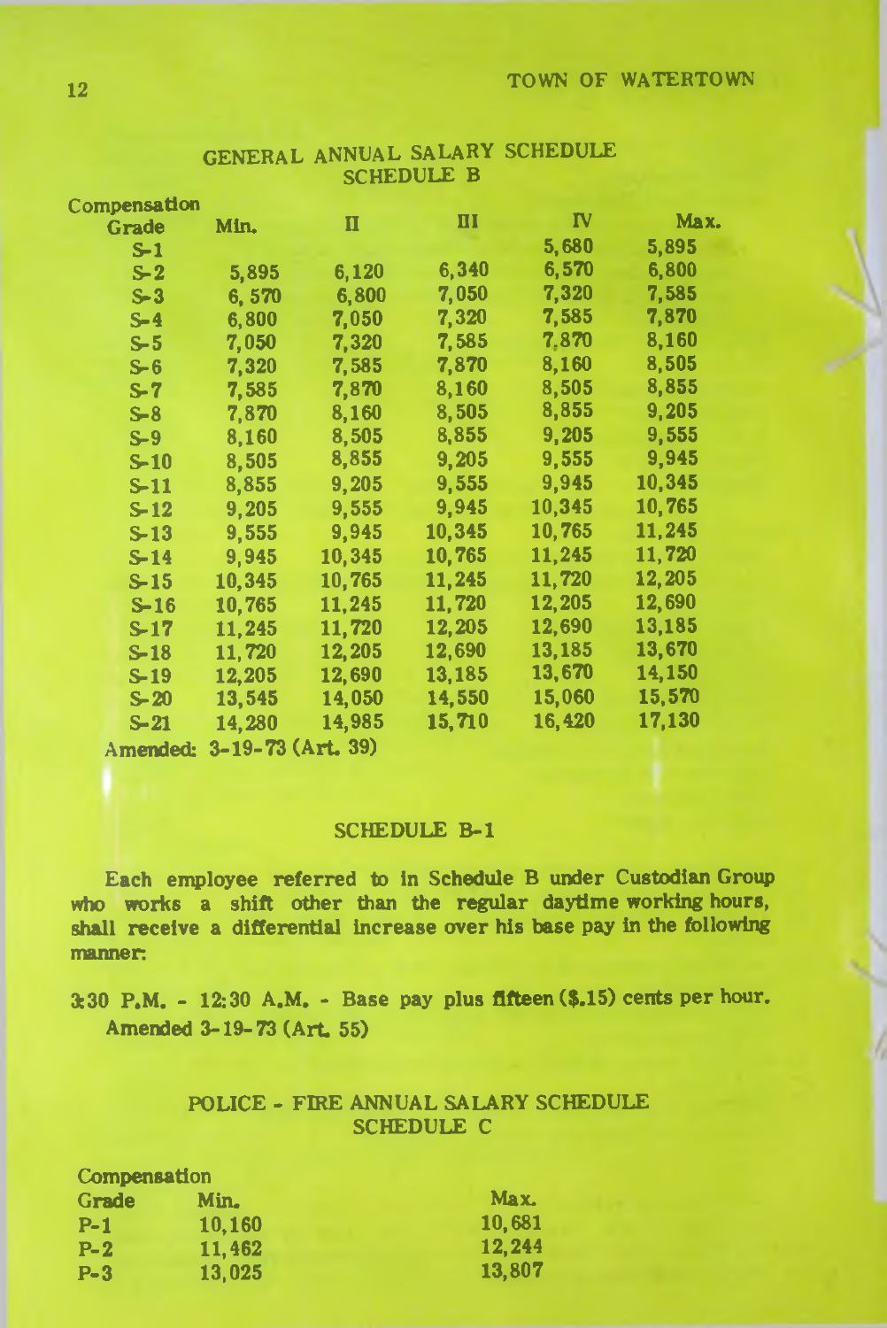## GENERAL ANNUAL SALARY SCHEDULE
### SCHEDULE B

| Compensation Grade | Min. | II | III | IV | Max. |
|---|---|---|---|---|---|
| S-1 | | | | 5,680 | 5,895 |
| S-2 | 5,895 | 6,120 | 6,340 | 6,570 | 6,800 |
| S-3 | 6,570 | 6,800 | 7,050 | 7,320 | 7,585 |
| S-4 | 6,800 | 7,050 | 7,320 | 7,585 | 7,870 |
| S-5 | 7,050 | 7,320 | 7,585 | 7,870 | 8,160 |
| S-6 | 7,320 | 7,585 | 7,870 | 8,160 | 8,505 |
| S-7 | 7,585 | 7,870 | 8,160 | 8,505 | 8,855 |
| S-8 | 7,870 | 8,160 | 8,505 | 8,855 | 9,205 |
| S-9 | 8,160 | 8,505 | 8,855 | 9,205 | 9,555 |
| S-10 | 8,505 | 8,855 | 9,205 | 9,555 | 9,945 |
| S-11 | 8,855 | 9,205 | 9,555 | 9,945 | 10,345 |
| S-12 | 9,205 | 9,555 | 9,945 | 10,345 | 10,765 |
| S-13 | 9,555 | 9,945 | 10,345 | 10,765 | 11,245 |
| S-14 | 9,945 | 10,345 | 10,765 | 11,245 | 11,720 |
| S-15 | 10,345 | 10,765 | 11,245 | 11,720 | 12,205 |
| S-16 | 10,765 | 11,245 | 11,720 | 12,205 | 12,690 |
| S-17 | 11,245 | 11,720 | 12,205 | 12,690 | 13,185 |
| S-18 | 11,720 | 12,205 | 12,690 | 13,185 | 13,670 |
| S-19 | 12,205 | 12,690 | 13,185 | 13,670 | 14,150 |
| S-20 | 13,545 | 14,050 | 14,550 | 15,060 | 15,570 |
| S-21 | 14,280 | 14,985 | 15,710 | 16,420 | 17,130 |

Amended: 3-19-73 (Art. 39)

### SCHEDULE B-1

Each employee referred to in Schedule B under Custodian Group who works a shift other than the regular daytime working hours, shall receive a differential increase over his base pay in the following manner:

3:30 P.M. - 12:30 A.M. - Base pay plus fifteen ($.15) cents per hour.
Amended 3-19-73 (Art. 55)

## POLICE - FIRE ANNUAL SALARY SCHEDULE
### SCHEDULE C

| Compensation Grade | Min. | Max. |
|---|---|---|
| P-1 | 10,160 | 10,681 |
| P-2 | 11,462 | 12,244 |
| P-3 | 13,025 | 13,807 |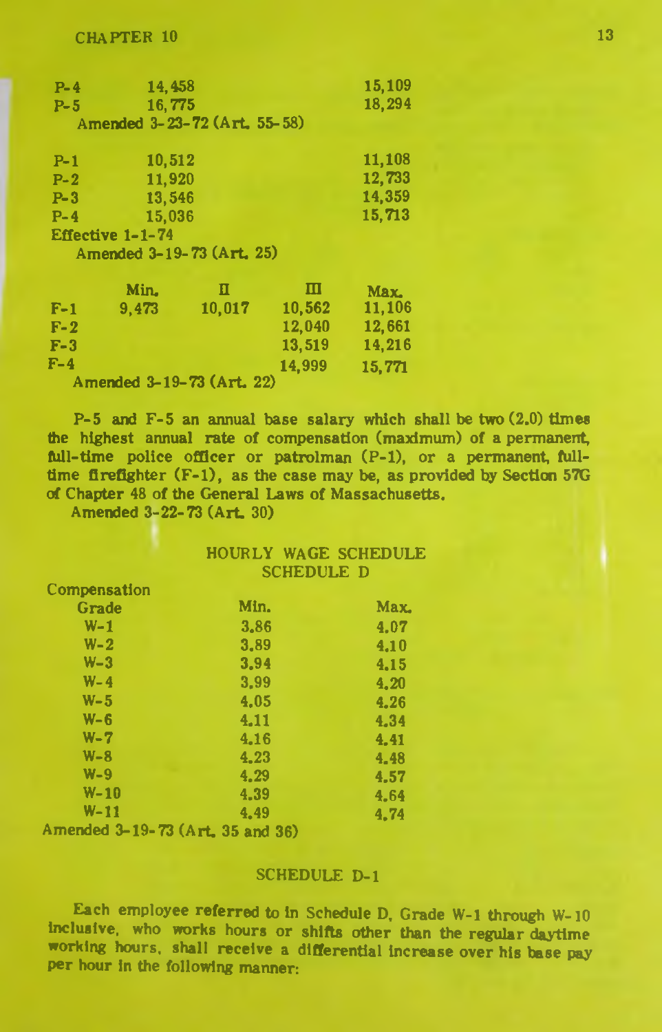| | | |
|---|---|---|
| P-4 | 14,458 | 15,109 |
| P-5 | 16,775 | 18,294 |

Amended 3-23-72 (Art. 55-58)

| | | |
|---|---|---|
| P-1 | 10,512 | 11,108 |
| P-2 | 11,920 | 12,733 |
| P-3 | 13,546 | 14,359 |
| P-4 | 15,036 | 15,713 |

Effective 1-1-74

Amended 3-19-73 (Art. 25)

| | Min. | II | III | Max. |
|---|---|---|---|---|
| F-1 | 9,473 | 10,017 | 10,562 | 11,106 |
| F-2 | | | 12,040 | 12,661 |
| F-3 | | | 13,519 | 14,216 |
| F-4 | | | 14,999 | 15,771 |

Amended 3-19-73 (Art. 22)

P-5 and F-5 an annual base salary which shall be two (2.0) times the highest annual rate of compensation (maximum) of a permanent, full-time police officer or patrolman (P-1), or a permanent, full-time firefighter (F-1), as the case may be, as provided by Section 57G of Chapter 48 of the General Laws of Massachusetts.

Amended 3-22-73 (Art. 30)

## HOURLY WAGE SCHEDULE
## SCHEDULE D

| Compensation Grade | Min. | Max. |
|---|---|---|
| W-1 | 3.86 | 4.07 |
| W-2 | 3.89 | 4.10 |
| W-3 | 3.94 | 4.15 |
| W-4 | 3.99 | 4.20 |
| W-5 | 4.05 | 4.26 |
| W-6 | 4.11 | 4.34 |
| W-7 | 4.16 | 4.41 |
| W-8 | 4.23 | 4.48 |
| W-9 | 4.29 | 4.57 |
| W-10 | 4.39 | 4.64 |
| W-11 | 4.49 | 4.74 |

Amended 3-19-73 (Art. 35 and 36)

## SCHEDULE D-1

Each employee referred to in Schedule D, Grade W-1 through W-10 inclusive, who works hours or shifts other than the regular daytime working hours, shall receive a differential increase over his base pay per hour in the following manner: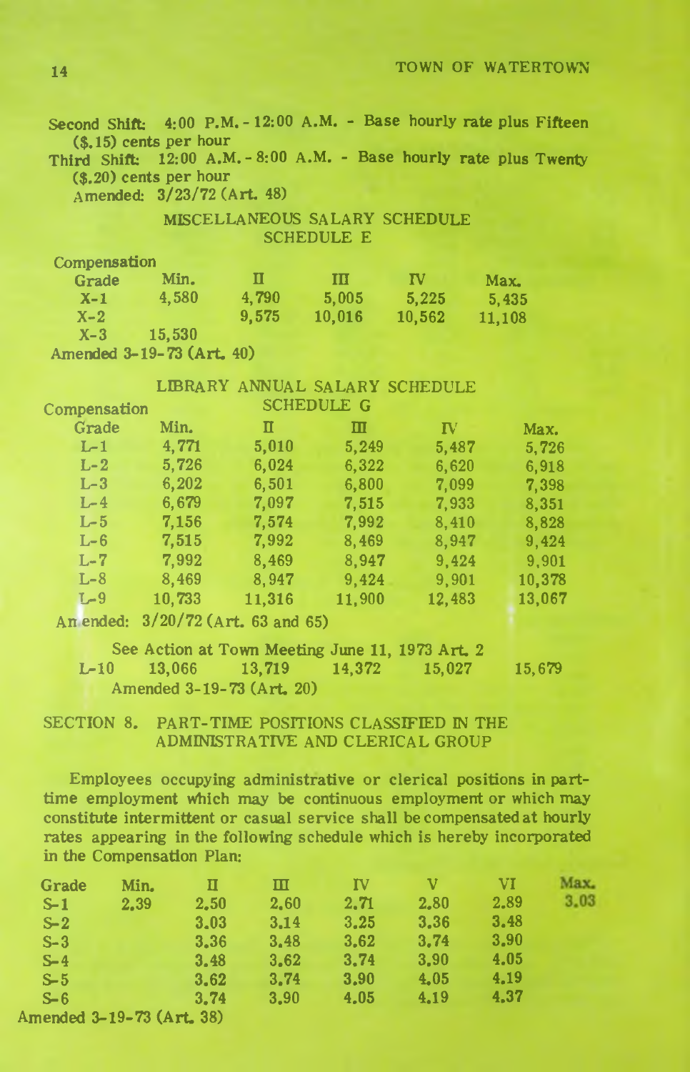Second Shift: 4:00 P.M. - 12:00 A.M. - Base hourly rate plus Fifteen ($.15) cents per hour

Third Shift: 12:00 A.M. - 8:00 A.M. - Base hourly rate plus Twenty ($.20) cents per hour

Amended: 3/23/72 (Art. 48)

## MISCELLANEOUS SALARY SCHEDULE
## SCHEDULE E

| Compensation Grade | Min. | II | III | IV | Max. |
|---|---|---|---|---|---|
| X-1 | 4,580 | 4,790 | 5,005 | 5,225 | 5,435 |
| X-2 | | 9,575 | 10,016 | 10,562 | 11,108 |
| X-3 | 15,530 | | | | |

Amended 3-19-73 (Art. 40)

## LIBRARY ANNUAL SALARY SCHEDULE
## SCHEDULE G

| Compensation Grade | Min. | II | III | IV | Max. |
|---|---|---|---|---|---|
| L-1 | 4,771 | 5,010 | 5,249 | 5,487 | 5,726 |
| L-2 | 5,726 | 6,024 | 6,322 | 6,620 | 6,918 |
| L-3 | 6,202 | 6,501 | 6,800 | 7,099 | 7,398 |
| L-4 | 6,679 | 7,097 | 7,515 | 7,933 | 8,351 |
| L-5 | 7,156 | 7,574 | 7,992 | 8,410 | 8,828 |
| L-6 | 7,515 | 7,992 | 8,469 | 8,947 | 9,424 |
| L-7 | 7,992 | 8,469 | 8,947 | 9,424 | 9,901 |
| L-8 | 8,469 | 8,947 | 9,424 | 9,901 | 10,378 |
| L-9 | 10,733 | 11,316 | 11,900 | 12,483 | 13,067 |

Amended: 3/20/72 (Art. 63 and 65)

See Action at Town Meeting June 11, 1973 Art. 2

| | | | | | |
|---|---|---|---|---|---|
| L-10 | 13,066 | 13,719 | 14,372 | 15,027 | 15,679 |

Amended 3-19-73 (Art. 20)

## SECTION 8. PART-TIME POSITIONS CLASSIFIED IN THE ADMINISTRATIVE AND CLERICAL GROUP

Employees occupying administrative or clerical positions in part-time employment which may be continuous employment or which may constitute intermittent or casual service shall be compensated at hourly rates appearing in the following schedule which is hereby incorporated in the Compensation Plan:

| Grade | Min. | II | III | IV | V | VI | Max. |
|---|---|---|---|---|---|---|---|
| S-1 | 2.39 | 2.50 | 2.60 | 2.71 | 2.80 | 2.89 | 3.03 |
| S-2 | | 3.03 | 3.14 | 3.25 | 3.36 | 3.48 | |
| S-3 | | 3.36 | 3.48 | 3.62 | 3.74 | 3.90 | |
| S-4 | | 3.48 | 3.62 | 3.74 | 3.90 | 4.05 | |
| S-5 | | 3.62 | 3.74 | 3.90 | 4.05 | 4.19 | |
| S-6 | | 3.74 | 3.90 | 4.05 | 4.19 | 4.37 | |

Amended 3-19-73 (Art. 38)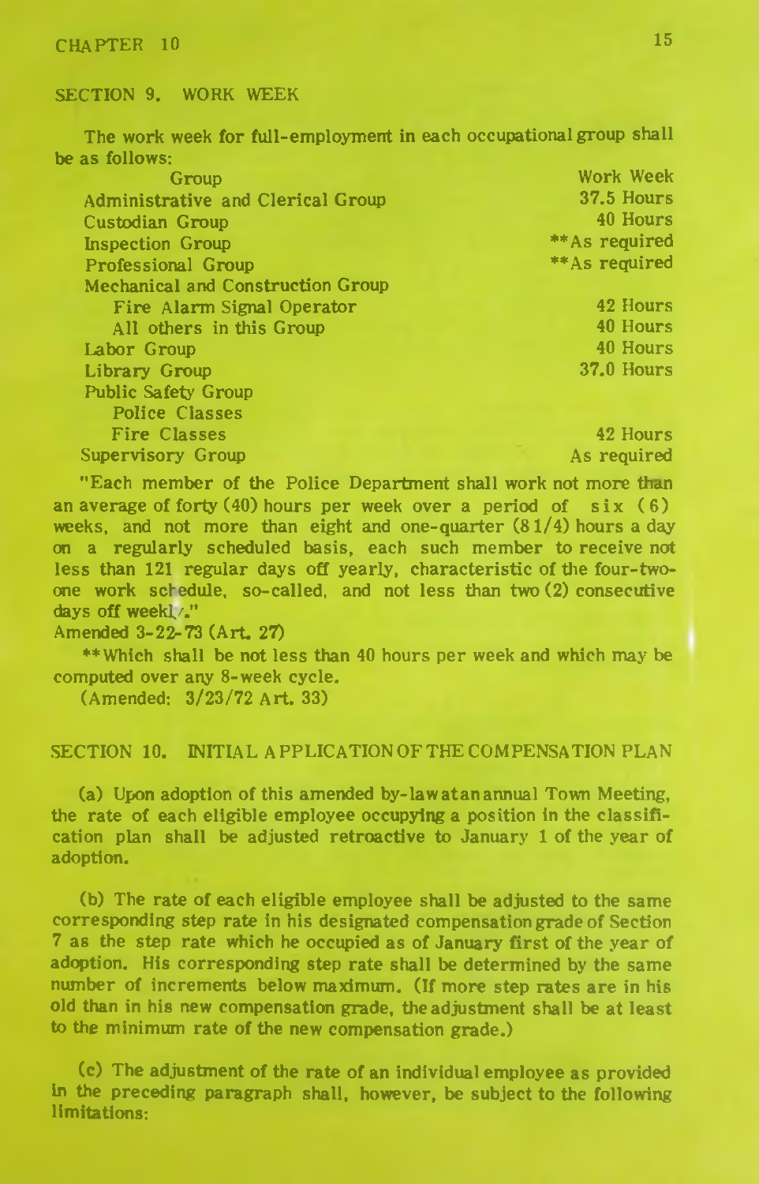## SECTION 9. WORK WEEK

The work week for full-employment in each occupational group shall be as follows:

| Group | Work Week |
|---|---|
| Administrative and Clerical Group | 37.5 Hours |
| Custodian Group | 40 Hours |
| Inspection Group | **As required |
| Professional Group | **As required |
| Mechanical and Construction Group | |
| Fire Alarm Signal Operator | 42 Hours |
| All others in this Group | 40 Hours |
| Labor Group | 40 Hours |
| Library Group | 37.0 Hours |
| Public Safety Group | |
| Police Classes | |
| Fire Classes | 42 Hours |
| Supervisory Group | As required |

"Each member of the Police Department shall work not more than an average of forty (40) hours per week over a period of six (6) weeks, and not more than eight and one-quarter (8 1/4) hours a day on a regularly scheduled basis, each such member to receive not less than 121 regular days off yearly, characteristic of the four-two-one work schedule, so-called, and not less than two (2) consecutive days off weekly."

Amended 3-22-73 (Art. 27)

**Which shall be not less than 40 hours per week and which may be computed over any 8-week cycle.

(Amended: 3/23/72 Art. 33)

## SECTION 10. INITIAL APPLICATION OF THE COMPENSATION PLAN

(a) Upon adoption of this amended by-law at an annual Town Meeting, the rate of each eligible employee occupying a position in the classification plan shall be adjusted retroactive to January 1 of the year of adoption.

(b) The rate of each eligible employee shall be adjusted to the same corresponding step rate in his designated compensation grade of Section 7 as the step rate which he occupied as of January first of the year of adoption. His corresponding step rate shall be determined by the same number of increments below maximum. (If more step rates are in his old than in his new compensation grade, the adjustment shall be at least to the minimum rate of the new compensation grade.)

(c) The adjustment of the rate of an individual employee as provided in the preceding paragraph shall, however, be subject to the following limitations: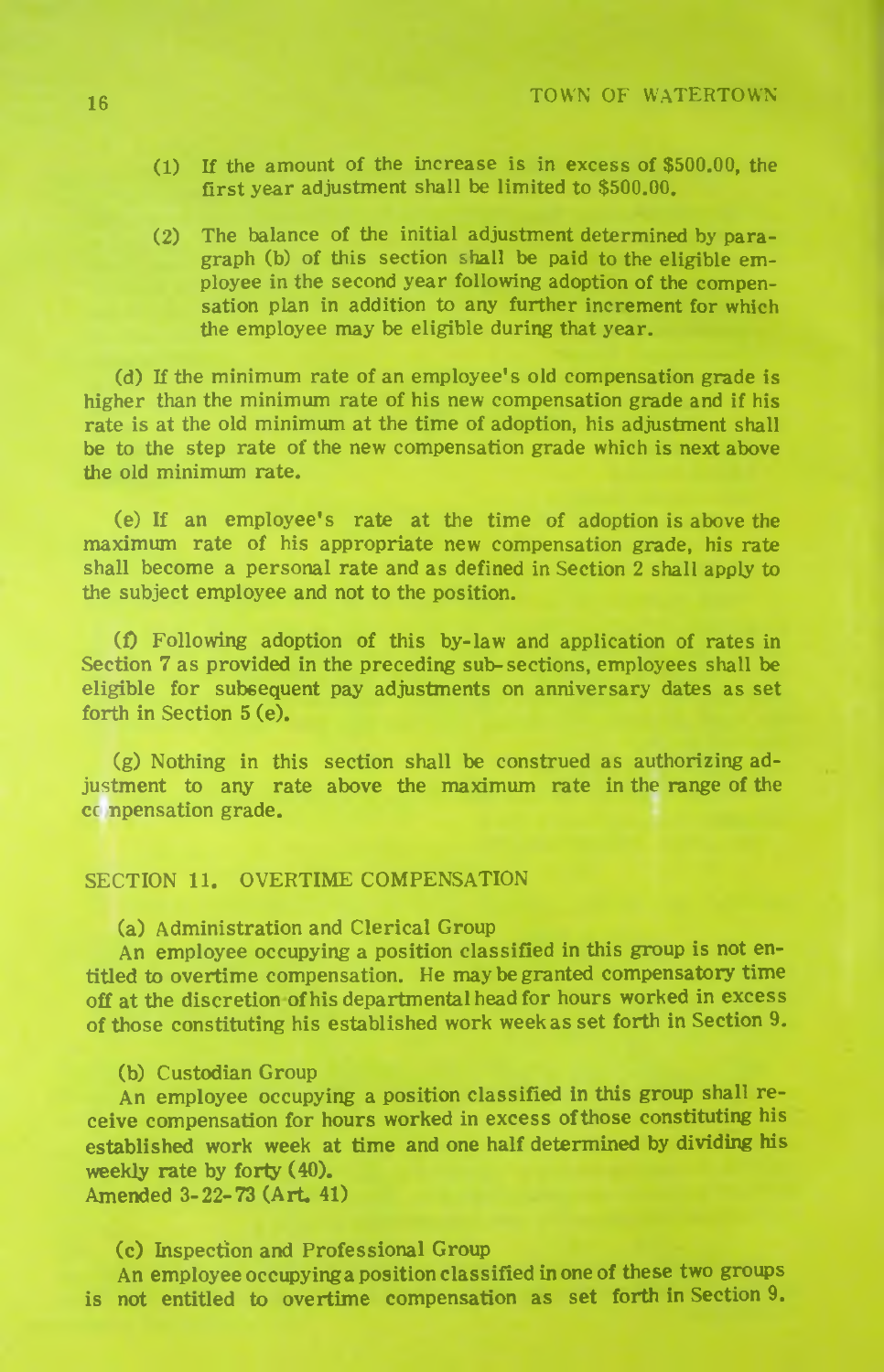(1) If the amount of the increase is in excess of $500.00, the first year adjustment shall be limited to $500.00.

(2) The balance of the initial adjustment determined by paragraph (b) of this section shall be paid to the eligible employee in the second year following adoption of the compensation plan in addition to any further increment for which the employee may be eligible during that year.

(d) If the minimum rate of an employee's old compensation grade is higher than the minimum rate of his new compensation grade and if his rate is at the old minimum at the time of adoption, his adjustment shall be to the step rate of the new compensation grade which is next above the old minimum rate.

(e) If an employee's rate at the time of adoption is above the maximum rate of his appropriate new compensation grade, his rate shall become a personal rate and as defined in Section 2 shall apply to the subject employee and not to the position.

(f) Following adoption of this by-law and application of rates in Section 7 as provided in the preceding sub-sections, employees shall be eligible for subsequent pay adjustments on anniversary dates as set forth in Section 5 (e).

(g) Nothing in this section shall be construed as authorizing adjustment to any rate above the maximum rate in the range of the compensation grade.

## SECTION 11. OVERTIME COMPENSATION

(a) Administration and Clerical Group

An employee occupying a position classified in this group is not entitled to overtime compensation. He may be granted compensatory time off at the discretion of his departmental head for hours worked in excess of those constituting his established work week as set forth in Section 9.

(b) Custodian Group

An employee occupying a position classified in this group shall receive compensation for hours worked in excess of those constituting his established work week at time and one half determined by dividing his weekly rate by forty (40).
Amended 3-22-73 (Art. 41)

(c) Inspection and Professional Group

An employee occupying a position classified in one of these two groups is not entitled to overtime compensation as set forth in Section 9.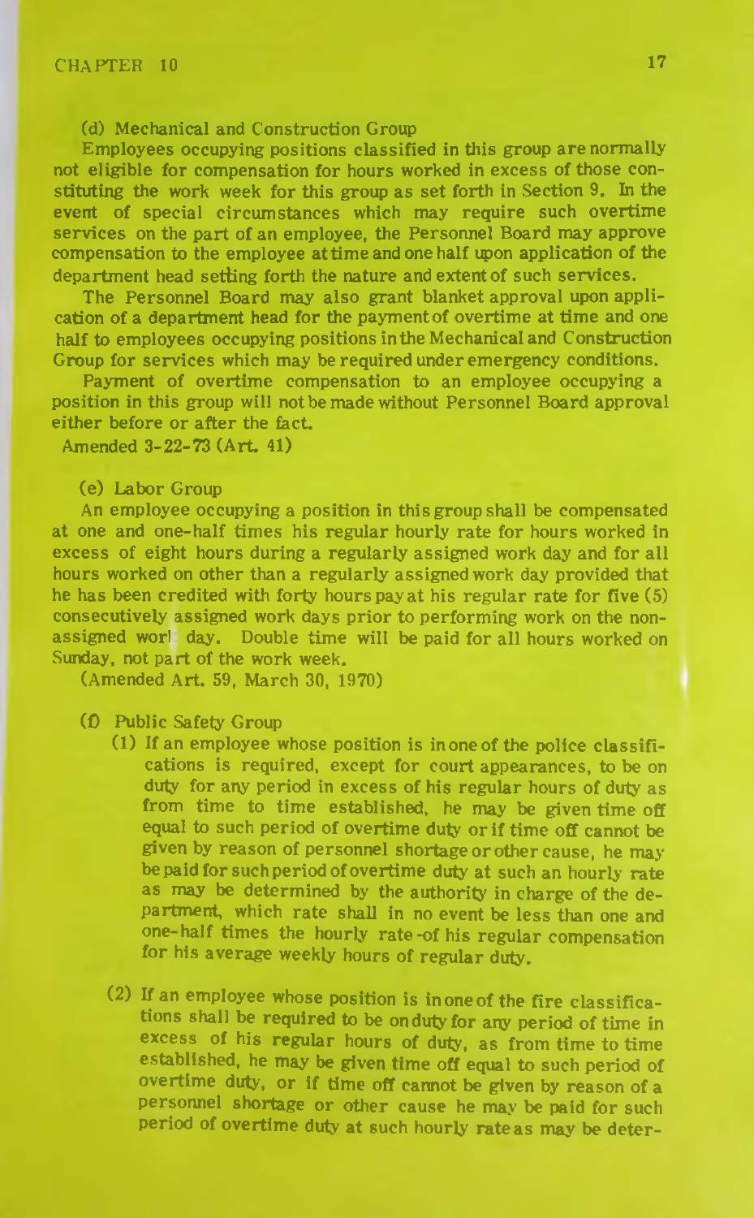(d) Mechanical and Construction Group

Employees occupying positions classified in this group are normally not eligible for compensation for hours worked in excess of those constituting the work week for this group as set forth in Section 9. In the event of special circumstances which may require such overtime services on the part of an employee, the Personnel Board may approve compensation to the employee at time and one half upon application of the department head setting forth the nature and extent of such services.

The Personnel Board may also grant blanket approval upon application of a department head for the payment of overtime at time and one half to employees occupying positions in the Mechanical and Construction Group for services which may be required under emergency conditions.

Payment of overtime compensation to an employee occupying a position in this group will not be made without Personnel Board approval either before or after the fact.

Amended 3-22-73 (Art. 41)

(e) Labor Group

An employee occupying a position in this group shall be compensated at one and one-half times his regular hourly rate for hours worked in excess of eight hours during a regularly assigned work day and for all hours worked on other than a regularly assigned work day provided that he has been credited with forty hours pay at his regular rate for five (5) consecutively assigned work days prior to performing work on the non-assigned work day. Double time will be paid for all hours worked on Sunday, not part of the work week.

(Amended Art. 59, March 30, 1970)

(f) Public Safety Group

(1) If an employee whose position is in one of the police classifications is required, except for court appearances, to be on duty for any period in excess of his regular hours of duty as from time to time established, he may be given time off equal to such period of overtime duty or if time off cannot be given by reason of personnel shortage or other cause, he may be paid for such period of overtime duty at such an hourly rate as may be determined by the authority in charge of the department, which rate shall in no event be less than one and one-half times the hourly rate of his regular compensation for his average weekly hours of regular duty.

(2) If an employee whose position is in one of the fire classifications shall be required to be on duty for any period of time in excess of his regular hours of duty, as from time to time established, he may be given time off equal to such period of overtime duty, or if time off cannot be given by reason of a personnel shortage or other cause he may be paid for such period of overtime duty at such hourly rate as may be deter-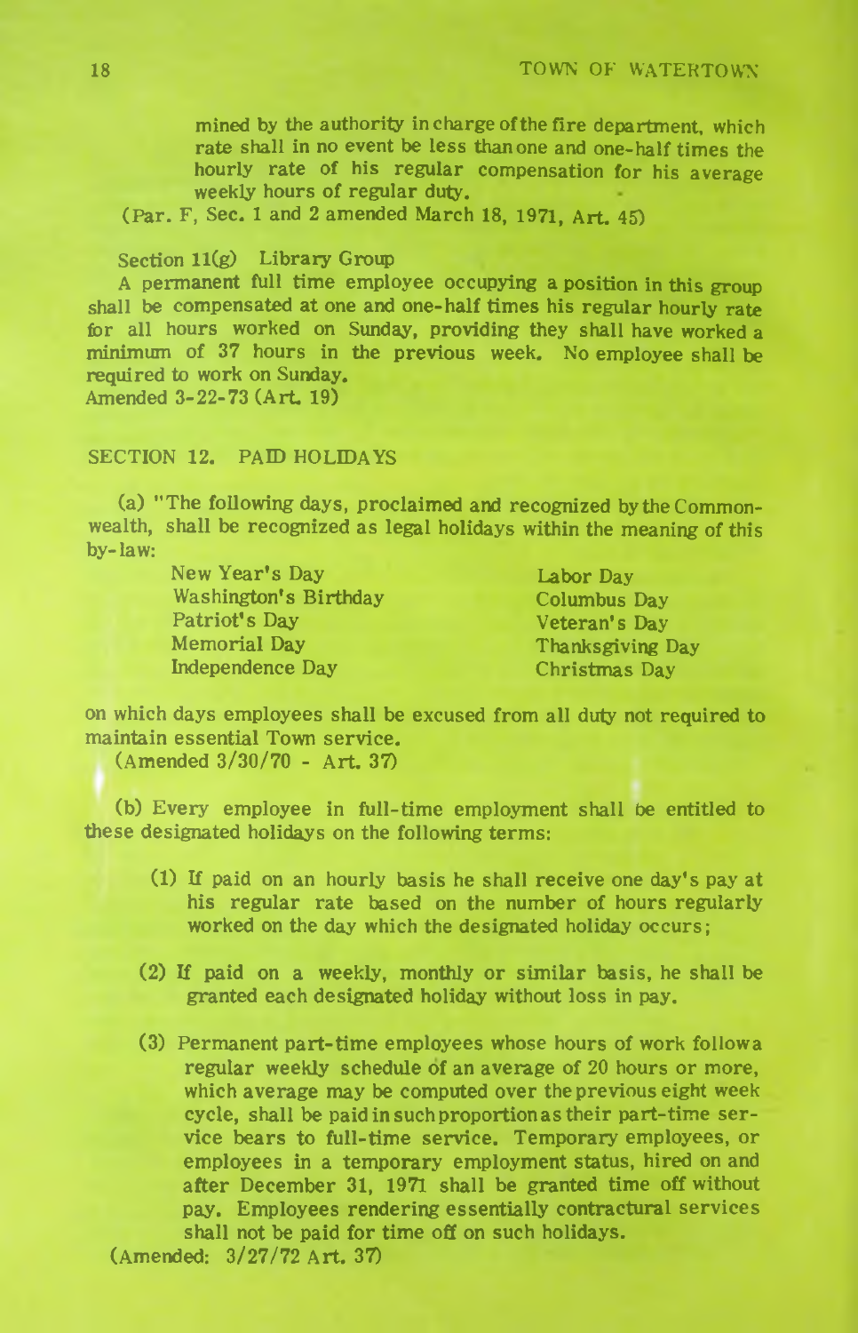mined by the authority in charge of the fire department, which rate shall in no event be less than one and one-half times the hourly rate of his regular compensation for his average weekly hours of regular duty.

(Par. F, Sec. 1 and 2 amended March 18, 1971, Art. 45)

Section 11(g) Library Group

A permanent full time employee occupying a position in this group shall be compensated at one and one-half times his regular hourly rate for all hours worked on Sunday, providing they shall have worked a minimum of 37 hours in the previous week. No employee shall be required to work on Sunday.
Amended 3-22-73 (Art. 19)

## SECTION 12. PAID HOLIDAYS

(a) "The following days, proclaimed and recognized by the Commonwealth, shall be recognized as legal holidays within the meaning of this by-law:

New Year's Day
Washington's Birthday
Patriot's Day
Memorial Day
Independence Day
Labor Day
Columbus Day
Veteran's Day
Thanksgiving Day
Christmas Day

on which days employees shall be excused from all duty not required to maintain essential Town service.

(Amended 3/30/70 - Art. 37)

(b) Every employee in full-time employment shall be entitled to these designated holidays on the following terms:

(1) If paid on an hourly basis he shall receive one day's pay at his regular rate based on the number of hours regularly worked on the day which the designated holiday occurs;

(2) If paid on a weekly, monthly or similar basis, he shall be granted each designated holiday without loss in pay.

(3) Permanent part-time employees whose hours of work follow a regular weekly schedule of an average of 20 hours or more, which average may be computed over the previous eight week cycle, shall be paid in such proportion as their part-time service bears to full-time service. Temporary employees, or employees in a temporary employment status, hired on and after December 31, 1971 shall be granted time off without pay. Employees rendering essentially contractural services shall not be paid for time off on such holidays.

(Amended: 3/27/72 Art. 37)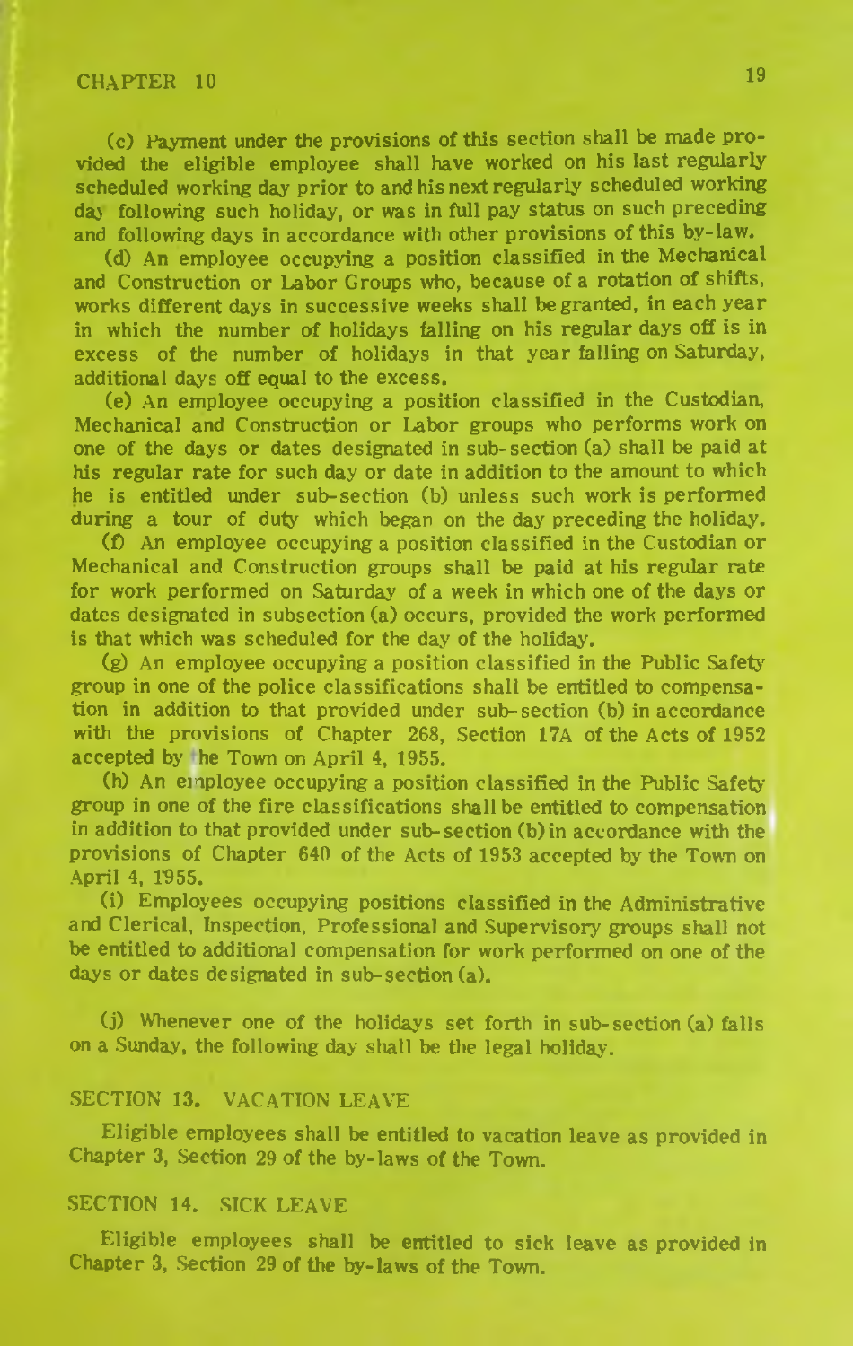(c) Payment under the provisions of this section shall be made provided the eligible employee shall have worked on his last regularly scheduled working day prior to and his next regularly scheduled working day following such holiday, or was in full pay status on such preceding and following days in accordance with other provisions of this by-law.

(d) An employee occupying a position classified in the Mechanical and Construction or Labor Groups who, because of a rotation of shifts, works different days in successive weeks shall be granted, in each year in which the number of holidays falling on his regular days off is in excess of the number of holidays in that year falling on Saturday, additional days off equal to the excess.

(e) An employee occupying a position classified in the Custodian, Mechanical and Construction or Labor groups who performs work on one of the days or dates designated in sub-section (a) shall be paid at his regular rate for such day or date in addition to the amount to which he is entitled under sub-section (b) unless such work is performed during a tour of duty which began on the day preceding the holiday.

(f) An employee occupying a position classified in the Custodian or Mechanical and Construction groups shall be paid at his regular rate for work performed on Saturday of a week in which one of the days or dates designated in subsection (a) occurs, provided the work performed is that which was scheduled for the day of the holiday.

(g) An employee occupying a position classified in the Public Safety group in one of the police classifications shall be entitled to compensation in addition to that provided under sub-section (b) in accordance with the provisions of Chapter 268, Section 17A of the Acts of 1952 accepted by the Town on April 4, 1955.

(h) An employee occupying a position classified in the Public Safety group in one of the fire classifications shall be entitled to compensation in addition to that provided under sub-section (b) in accordance with the provisions of Chapter 640 of the Acts of 1953 accepted by the Town on April 4, 1955.

(i) Employees occupying positions classified in the Administrative and Clerical, Inspection, Professional and Supervisory groups shall not be entitled to additional compensation for work performed on one of the days or dates designated in sub-section (a).

(j) Whenever one of the holidays set forth in sub-section (a) falls on a Sunday, the following day shall be the legal holiday.

## SECTION 13. VACATION LEAVE

Eligible employees shall be entitled to vacation leave as provided in Chapter 3, Section 29 of the by-laws of the Town.

## SECTION 14. SICK LEAVE

Eligible employees shall be entitled to sick leave as provided in Chapter 3, Section 29 of the by-laws of the Town.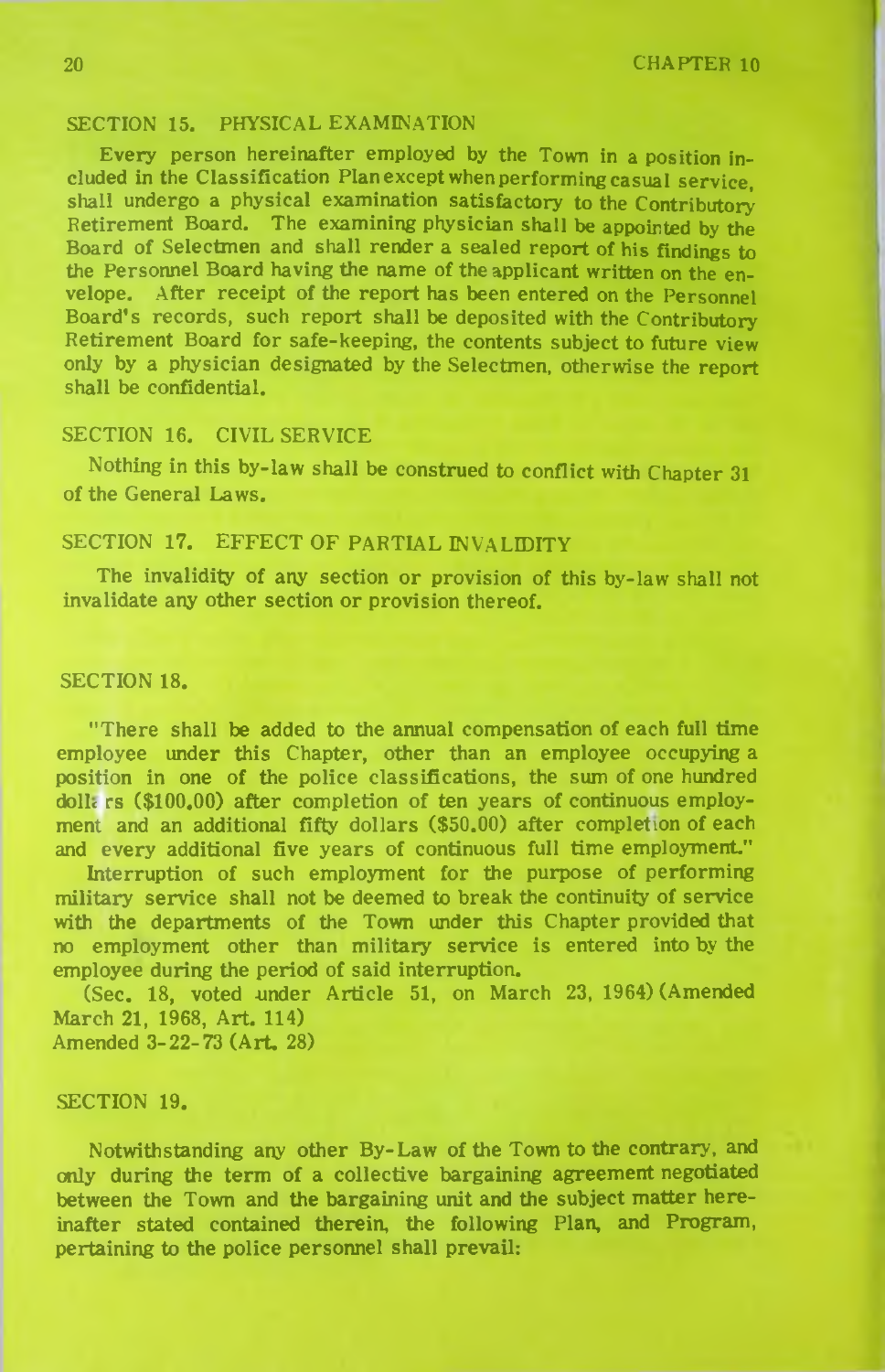## SECTION 15. PHYSICAL EXAMINATION

Every person hereinafter employed by the Town in a position included in the Classification Plan except when performing casual service, shall undergo a physical examination satisfactory to the Contributory Retirement Board. The examining physician shall be appointed by the Board of Selectmen and shall render a sealed report of his findings to the Personnel Board having the name of the applicant written on the envelope. After receipt of the report has been entered on the Personnel Board's records, such report shall be deposited with the Contributory Retirement Board for safe-keeping, the contents subject to future view only by a physician designated by the Selectmen, otherwise the report shall be confidential.

## SECTION 16. CIVIL SERVICE

Nothing in this by-law shall be construed to conflict with Chapter 31 of the General Laws.

## SECTION 17. EFFECT OF PARTIAL INVALIDITY

The invalidity of any section or provision of this by-law shall not invalidate any other section or provision thereof.

## SECTION 18.

"There shall be added to the annual compensation of each full time employee under this Chapter, other than an employee occupying a position in one of the police classifications, the sum of one hundred dollars ($100.00) after completion of ten years of continuous employment and an additional fifty dollars ($50.00) after completion of each and every additional five years of continuous full time employment."

Interruption of such employment for the purpose of performing military service shall not be deemed to break the continuity of service with the departments of the Town under this Chapter provided that no employment other than military service is entered into by the employee during the period of said interruption.

(Sec. 18, voted under Article 51, on March 23, 1964) (Amended March 21, 1968, Art. 114)
Amended 3-22-73 (Art. 28)

## SECTION 19.

Notwithstanding any other By-Law of the Town to the contrary, and only during the term of a collective bargaining agreement negotiated between the Town and the bargaining unit and the subject matter hereinafter stated contained therein, the following Plan, and Program, pertaining to the police personnel shall prevail: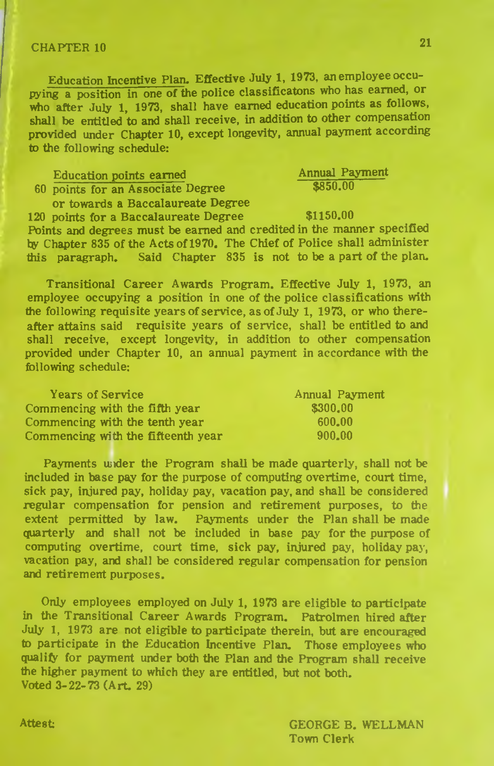Education Incentive Plan. Effective July 1, 1973, an employee occupying a position in one of the police classificatons who has earned, or who after July 1, 1973, shall have earned education points as follows, shall be entitled to and shall receive, in addition to other compensation provided under Chapter 10, except longevity, annual payment according to the following schedule:

| Education points earned | Annual Payment |
|---|---|
| 60 points for an Associate Degree or towards a Baccalaureate Degree | $850.00 |
| 120 points for a Baccalaureate Degree | $1150.00 |

Points and degrees must be earned and credited in the manner specified by Chapter 835 of the Acts of 1970. The Chief of Police shall administer this paragraph. Said Chapter 835 is not to be a part of the plan.

Transitional Career Awards Program. Effective July 1, 1973, an employee occupying a position in one of the police classifications with the following requisite years of service, as of July 1, 1973, or who thereafter attains said requisite years of service, shall be entitled to and shall receive, except longevity, in addition to other compensation provided under Chapter 10, an annual payment in accordance with the following schedule:

| Years of Service | Annual Payment |
|---|---|
| Commencing with the fifth year | $300.00 |
| Commencing with the tenth year | 600.00 |
| Commencing with the fifteenth year | 900.00 |

Payments under the Program shall be made quarterly, shall not be included in base pay for the purpose of computing overtime, court time, sick pay, injured pay, holiday pay, vacation pay, and shall be considered regular compensation for pension and retirement purposes, to the extent permitted by law. Payments under the Plan shall be made quarterly and shall not be included in base pay for the purpose of computing overtime, court time, sick pay, injured pay, holiday pay, vacation pay, and shall be considered regular compensation for pension and retirement purposes.

Only employees employed on July 1, 1973 are eligible to participate in the Transitional Career Awards Program. Patrolmen hired after July 1, 1973 are not eligible to participate therein, but are encouraged to participate in the Education Incentive Plan. Those employees who qualify for payment under both the Plan and the Program shall receive the higher payment to which they are entitled, but not both.
Voted 3-22-73 (Art. 29)

Attest:

GEORGE B. WELLMAN
Town Clerk